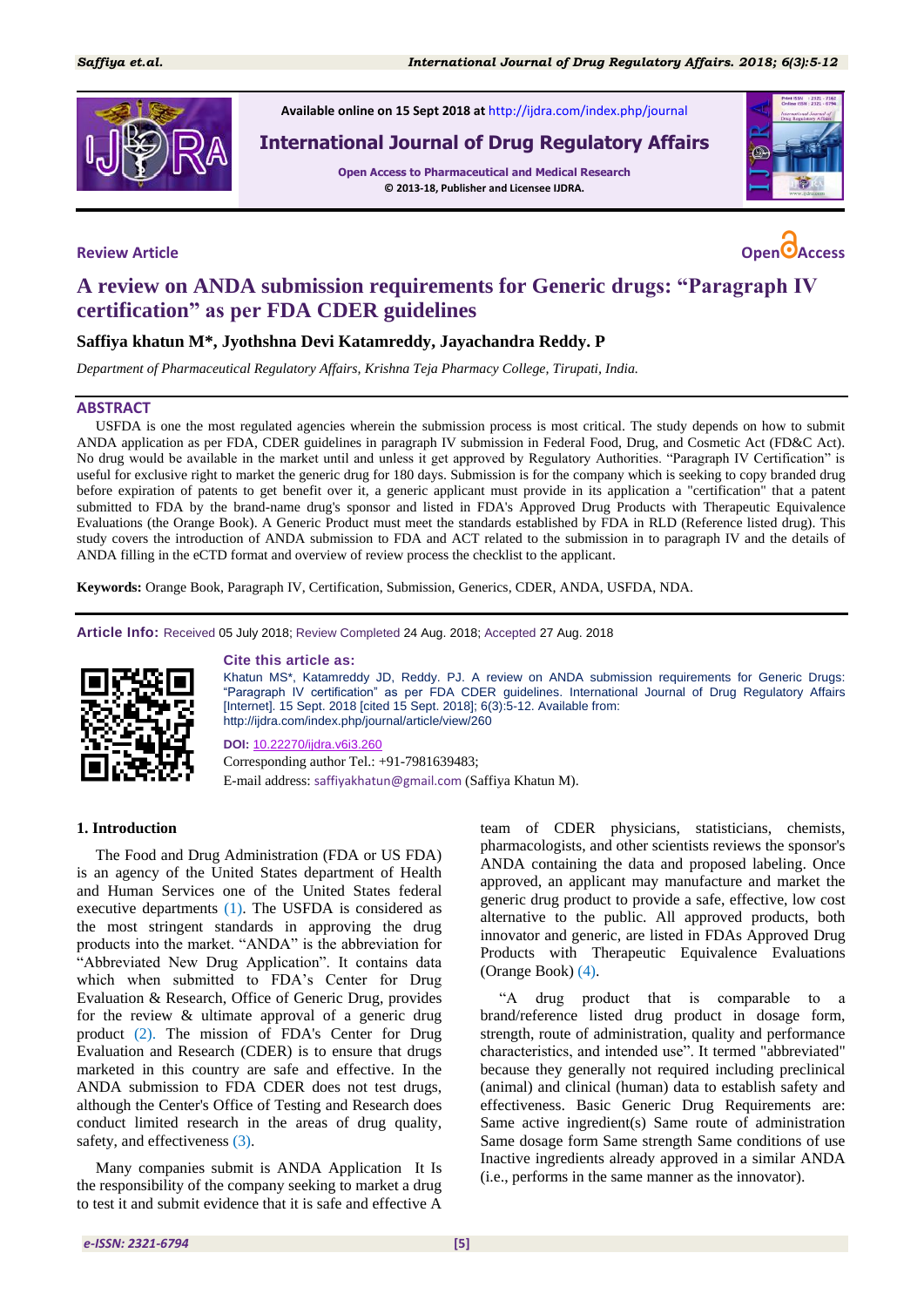Available online on 15 Sept 2018 at http://ijdra.com/index.php/journal

**International Journal of Drug Regulatory Affairs**

Open Access to Pharmaceutical and Medical Research
© 2013-18, Publisher and Licensee IJDRA.

**Review Article** | **Open Access**

# A review on ANDA submission requirements for Generic drugs: "Paragraph IV certification" as per FDA CDER guidelines

**Saffiya khatun M\*, Jyothshna Devi Katamreddy, Jayachandra Reddy. P**

*Department of Pharmaceutical Regulatory Affairs, Krishna Teja Pharmacy College, Tirupati, India.*

## ABSTRACT

USFDA is one the most regulated agencies wherein the submission process is most critical. The study depends on how to submit ANDA application as per FDA, CDER guidelines in paragraph IV submission in Federal Food, Drug, and Cosmetic Act (FD&C Act). No drug would be available in the market until and unless it get approved by Regulatory Authorities. "Paragraph IV Certification" is useful for exclusive right to market the generic drug for 180 days. Submission is for the company which is seeking to copy branded drug before expiration of patents to get benefit over it, a generic applicant must provide in its application a "certification" that a patent submitted to FDA by the brand-name drug's sponsor and listed in FDA's Approved Drug Products with Therapeutic Equivalence Evaluations (the Orange Book). A Generic Product must meet the standards established by FDA in RLD (Reference listed drug). This study covers the introduction of ANDA submission to FDA and ACT related to the submission in to paragraph IV and the details of ANDA filling in the eCTD format and overview of review process the checklist to the submission.

**Keywords:** Orange Book, Paragraph IV, Certification, Submission, Generics, CDER, ANDA, USFDA, NDA.

**Article Info:** Received 05 July 2018; Review Completed 24 Aug. 2018; Accepted 27 Aug. 2018

**Cite this article as:**

Khatun MS\*, Katamreddy JD, Reddy. PJ. A review on ANDA submission requirements for Generic Drugs: "Paragraph IV certification" as per FDA CDER guidelines. International Journal of Drug Regulatory Affairs [Internet]. 15 Sept. 2018 [cited 15 Sept. 2018]; 6(3):5-12. Available from: http://ijdra.com/index.php/journal/article/view/260

**DOI:** 10.22270/ijdra.v6i3.260

Corresponding author Tel.: +91-7981639483;

E-mail address: saffiyakhatun@gmail.com (Saffiya Khatun M).

## 1. Introduction

The Food and Drug Administration (FDA or US FDA) is an agency of the United States department of Health and Human Services one of the United States federal executive departments (1). The USFDA is considered as the most stringent standards in approving the drug products into the market. "ANDA" is the abbreviation for "Abbreviated New Drug Application". It contains data which when submitted to FDA's Center for Drug Evaluation & Research, Office of Generic Drug, provides for the review & ultimate approval of a generic drug product (2). The mission of FDA's Center for Drug Evaluation and Research (CDER) is to ensure that drugs marketed in this country are safe and effective. In the ANDA submission to FDA CDER does not test drugs, although the Center's Office of Testing and Research does conduct limited research in the areas of drug quality, safety, and effectiveness (3).

Many companies submit is ANDA Application It Is the responsibility of the company seeking to market a drug to test it and submit evidence that it is safe and effective A team of CDER physicians, statisticians, chemists, pharmacologists, and other scientists reviews the sponsor's ANDA containing the data and proposed labeling. Once approved, an applicant may manufacture and market the generic drug product to provide a safe, effective, low cost alternative to the public. All approved products, both innovator and generic, are listed in FDAs Approved Drug Products with Therapeutic Equivalence Evaluations (Orange Book) (4).

"A drug product that is comparable to a brand/reference listed drug product in dosage form, strength, route of administration, quality and performance characteristics, and intended use". It termed "abbreviated" because they generally not required including preclinical (animal) and clinical (human) data to establish safety and effectiveness. Basic Generic Drug Requirements are: Same active ingredient(s) Same route of administration Same dosage form Same strength Same conditions of use Inactive ingredients already approved in a similar ANDA (i.e., performs in the same manner as the innovator).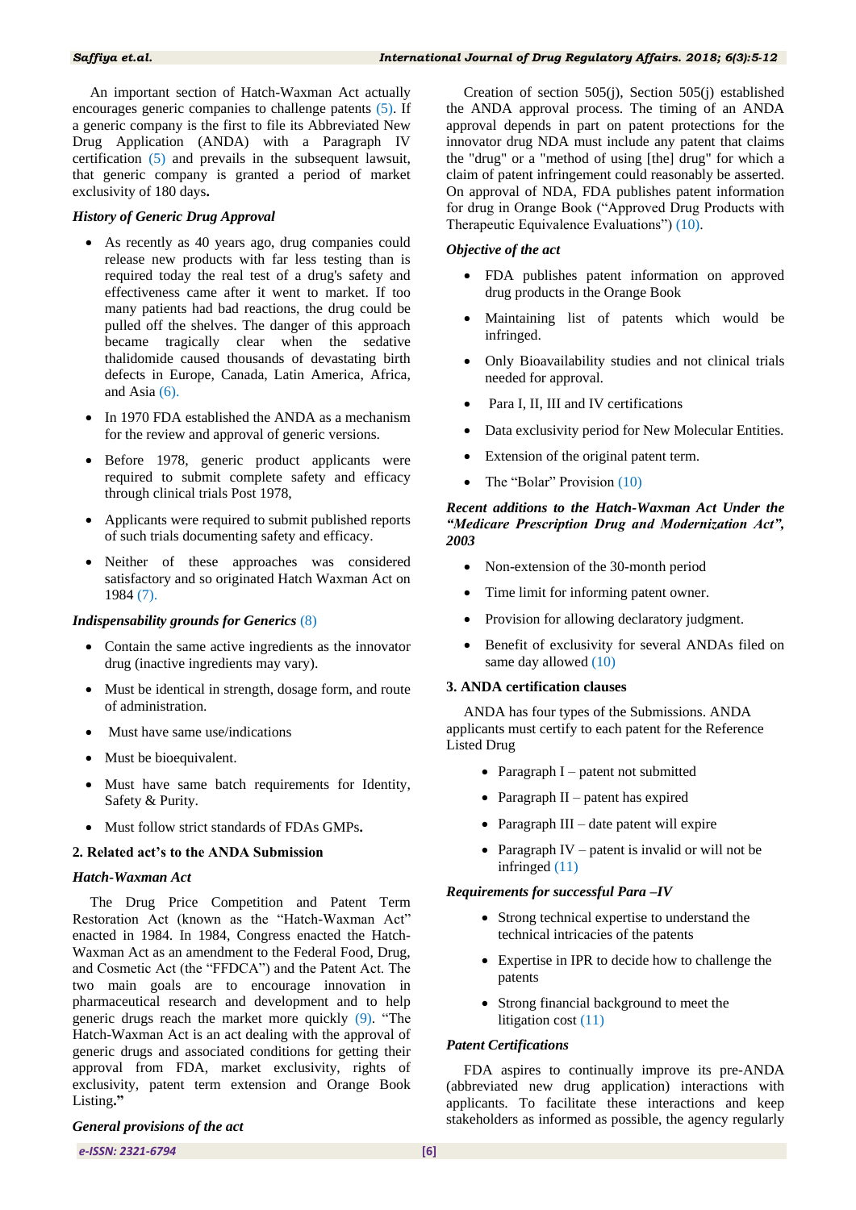An important section of Hatch-Waxman Act actually encourages generic companies to challenge patents (5). If a generic company is the first to file its Abbreviated New Drug Application (ANDA) with a Paragraph IV certification (5) and prevails in the subsequent lawsuit, that generic company is granted a period of market exclusivity of 180 days**.**

### *History of Generic Drug Approval*

- As recently as 40 years ago, drug companies could release new products with far less testing than is required today the real test of a drug's safety and effectiveness came after it went to market. If too many patients had bad reactions, the drug could be pulled off the shelves. The danger of this approach became tragically clear when the sedative thalidomide caused thousands of devastating birth defects in Europe, Canada, Latin America, Africa, and Asia (6).
- In 1970 FDA established the ANDA as a mechanism for the review and approval of generic versions.
- Before 1978, generic product applicants were required to submit complete safety and efficacy through clinical trials Post 1978,
- Applicants were required to submit published reports of such trials documenting safety and efficacy.
- Neither of these approaches was considered satisfactory and so originated Hatch Waxman Act on 1984 (7).

### *Indispensability grounds for Generics* (8)

- Contain the same active ingredients as the innovator drug (inactive ingredients may vary).
- Must be identical in strength, dosage form, and route of administration.
- Must have same use/indications
- Must be bioequivalent.
- Must have same batch requirements for Identity, Safety & Purity.
- Must follow strict standards of FDAs GMPs**.**

## 2. Related act's to the ANDA Submission

### *Hatch-Waxman Act*

The Drug Price Competition and Patent Term Restoration Act (known as the "Hatch-Waxman Act" enacted in 1984. In 1984, Congress enacted the Hatch-Waxman Act as an amendment to the Federal Food, Drug, and Cosmetic Act (the "FFDCA") and the Patent Act. The two main goals are to encourage innovation in pharmaceutical research and development and to help generic drugs reach the market more quickly (9). "The Hatch-Waxman Act is an act dealing with the approval of generic drugs and associated conditions for getting their approval from FDA, market exclusivity, rights of exclusivity, patent term extension and Orange Book Listing**."**

### *General provisions of the act*

Creation of section 505(j), Section 505(j) established the ANDA approval process. The timing of an ANDA approval depends in part on patent protections for the innovator drug NDA must include any patent that claims the "drug" or a "method of using [the] drug" for which a claim of patent infringement could reasonably be asserted. On approval of NDA, FDA publishes patent information for drug in Orange Book ("Approved Drug Products with Therapeutic Equivalence Evaluations") (10).

### *Objective of the act*

- FDA publishes patent information on approved drug products in the Orange Book
- Maintaining list of patents which would be infringed.
- Only Bioavailability studies and not clinical trials needed for approval.
- Para I, II, III and IV certifications
- Data exclusivity period for New Molecular Entities.
- Extension of the original patent term.
- The "Bolar" Provision (10)

### *Recent additions to the Hatch-Waxman Act Under the "Medicare Prescription Drug and Modernization Act", 2003*

- Non-extension of the 30-month period
- Time limit for informing patent owner.
- Provision for allowing declaratory judgment.
- Benefit of exclusivity for several ANDAs filed on same day allowed (10)

## 3. ANDA certification clauses

ANDA has four types of the Submissions. ANDA applicants must certify to each patent for the Reference Listed Drug

- Paragraph I – patent not submitted
- Paragraph II – patent has expired
- Paragraph III – date patent will expire
- Paragraph IV – patent is invalid or will not be infringed (11)

### *Requirements for successful Para –IV*

- Strong technical expertise to understand the technical intricacies of the patents
- Expertise in IPR to decide how to challenge the patents
- Strong financial background to meet the litigation cost (11)

### *Patent Certifications*

FDA aspires to continually improve its pre-ANDA (abbreviated new drug application) interactions with applicants. To facilitate these interactions and keep stakeholders as informed as possible, the agency regularly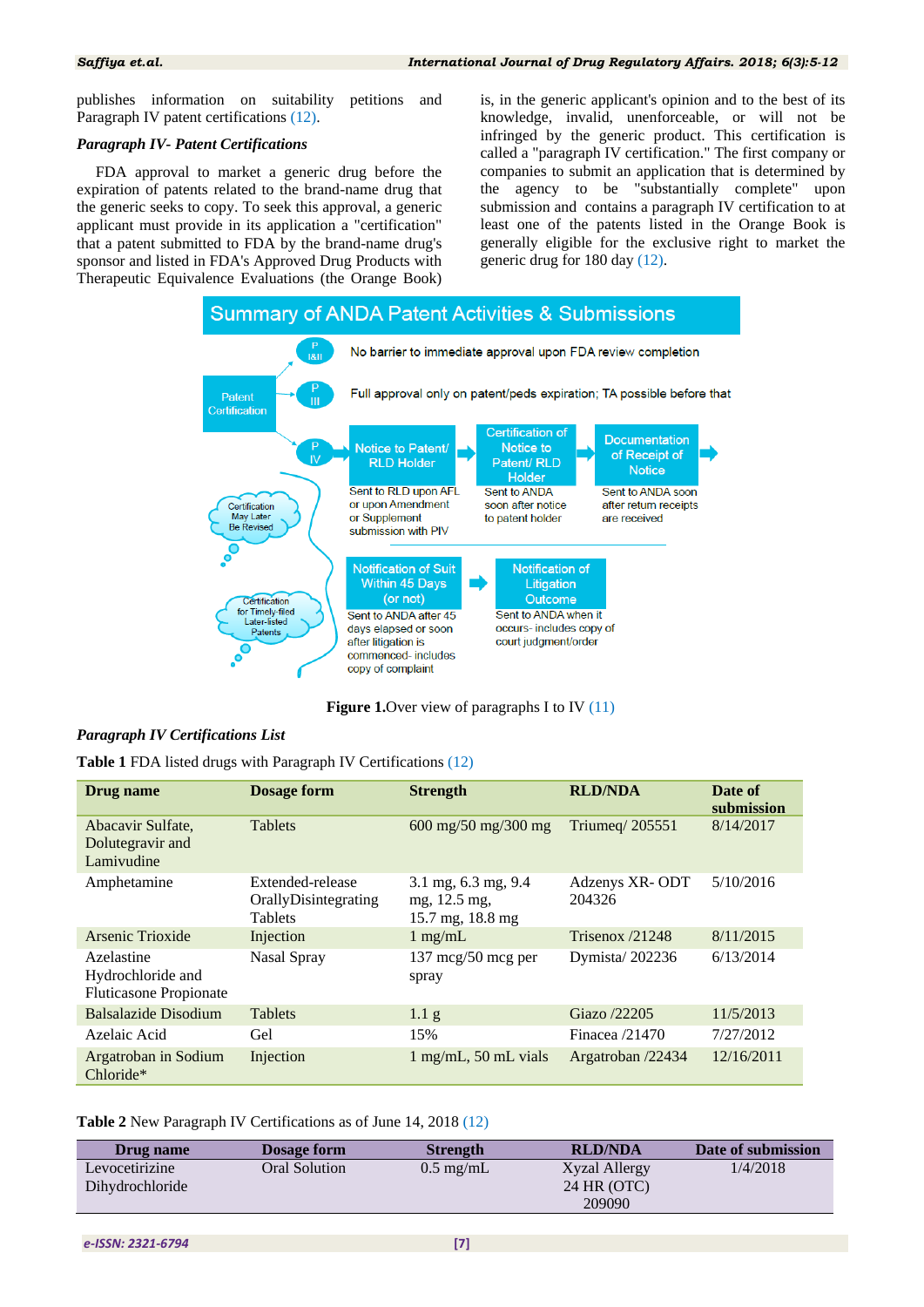publishes information on suitability petitions and Paragraph IV patent certifications (12).

*Paragraph IV- Patent Certifications*

FDA approval to market a generic drug before the expiration of patents related to the brand-name drug that the generic seeks to copy. To seek this approval, a generic applicant must provide in its application a "certification" that a patent submitted to FDA by the brand-name drug's sponsor and listed in FDA's Approved Drug Products with Therapeutic Equivalence Evaluations (the Orange Book) is, in the generic applicant's opinion and to the best of its knowledge, invalid, unenforceable, or will not be infringed by the generic product. This certification is called a "paragraph IV certification." The first company or companies to submit an application that is determined by the agency to be "substantially complete" upon submission and contains a paragraph IV certification to at least one of the patents listed in the Orange Book is generally eligible for the exclusive right to market the generic drug for 180 day (12).

**Figure 1.**Over view of paragraphs I to IV (11)

*Paragraph IV Certifications List*

**Table 1** FDA listed drugs with Paragraph IV Certifications (12)

| Drug name | Dosage form | Strength | RLD/NDA | Date of submission |
|---|---|---|---|---|
| Abacavir Sulfate, Dolutegravir and Lamivudine | Tablets | 600 mg/50 mg/300 mg | Triumeq/ 205551 | 8/14/2017 |
| Amphetamine | Extended-release OrallyDisintegrating Tablets | 3.1 mg, 6.3 mg, 9.4 mg, 12.5 mg, 15.7 mg, 18.8 mg | Adzenys XR- ODT 204326 | 5/10/2016 |
| Arsenic Trioxide | Injection | 1 mg/mL | Trisenox /21248 | 8/11/2015 |
| Azelastine Hydrochloride and Fluticasone Propionate | Nasal Spray | 137 mcg/50 mcg per spray | Dymista/ 202236 | 6/13/2014 |
| Balsalazide Disodium | Tablets | 1.1 g | Giazo /22205 | 11/5/2013 |
| Azelaic Acid | Gel | 15% | Finacea /21470 | 7/27/2012 |
| Argatroban in Sodium Chloride* | Injection | 1 mg/mL, 50 mL vials | Argatroban /22434 | 12/16/2011 |

**Table 2** New Paragraph IV Certifications as of June 14, 2018 (12)

| Drug name | Dosage form | Strength | RLD/NDA | Date of submission |
|---|---|---|---|---|
| Levocetirizine Dihydrochloride | Oral Solution | 0.5 mg/mL | Xyzal Allergy 24 HR (OTC) 209090 | 1/4/2018 |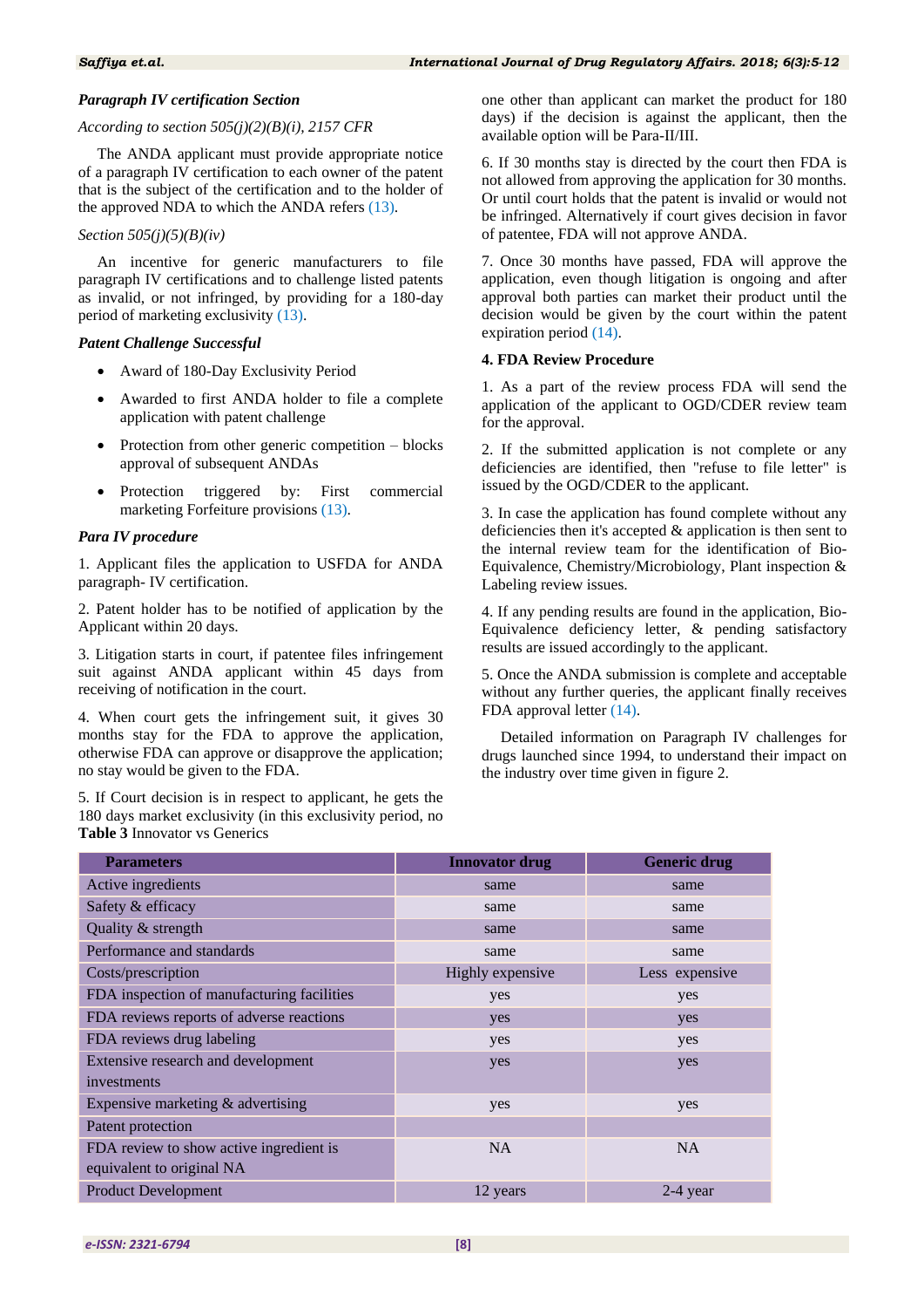*Paragraph IV certification Section*

*According to section 505(j)(2)(B)(i), 2157 CFR*

The ANDA applicant must provide appropriate notice of a paragraph IV certification to each owner of the patent that is the subject of the certification and to the holder of the approved NDA to which the ANDA refers (13).

*Section 505(j)(5)(B)(iv)*

An incentive for generic manufacturers to file paragraph IV certifications and to challenge listed patents as invalid, or not infringed, by providing for a 180-day period of marketing exclusivity (13).

*Patent Challenge Successful*

- Award of 180-Day Exclusivity Period
- Awarded to first ANDA holder to file a complete application with patent challenge
- Protection from other generic competition – blocks approval of subsequent ANDAs
- Protection triggered by: First commercial marketing Forfeiture provisions (13).

*Para IV procedure*

1. Applicant files the application to USFDA for ANDA paragraph- IV certification.

2. Patent holder has to be notified of application by the Applicant within 20 days.

3. Litigation starts in court, if patentee files infringement suit against ANDA applicant within 45 days from receiving of notification in the court.

4. When court gets the infringement suit, it gives 30 months stay for the FDA to approve the application, otherwise FDA can approve or disapprove the application; no stay would be given to the FDA.

5. If Court decision is in respect to applicant, he gets the 180 days market exclusivity (in this exclusivity period, no one other than applicant can market the product for 180 days) if the decision is against the applicant, then the available option will be Para-II/III.

6. If 30 months stay is directed by the court then FDA is not allowed from approving the application for 30 months. Or until court holds that the patent is invalid or would not be infringed. Alternatively if court gives decision in favor of patentee, FDA will not approve ANDA.

7. Once 30 months have passed, FDA will approve the application, even though litigation is ongoing and after approval both parties can market their product until the decision would be given by the court within the patent expiration period (14).

**4. FDA Review Procedure**

1. As a part of the review process FDA will send the application of the applicant to OGD/CDER review team for the approval.

2. If the submitted application is not complete or any deficiencies are identified, then "refuse to file letter" is issued by the OGD/CDER to the applicant.

3. In case the application has found complete without any deficiencies then it's accepted & application is then sent to the internal review team for the identification of Bio-Equivalence, Chemistry/Microbiology, Plant inspection & Labeling review issues.

4. If any pending results are found in the application, Bio-Equivalence deficiency letter, & pending satisfactory results are issued accordingly to the applicant.

5. Once the ANDA submission is complete and acceptable without any further queries, the applicant finally receives FDA approval letter (14).

Detailed information on Paragraph IV challenges for drugs launched since 1994, to understand their impact on the industry over time given in figure 2.

**Table 3** Innovator vs Generics

| Parameters | Innovator drug | Generic drug |
|---|---|---|
| Active ingredients | same | same |
| Safety & efficacy | same | same |
| Quality & strength | same | same |
| Performance and standards | same | same |
| Costs/prescription | Highly expensive | Less expensive |
| FDA inspection of manufacturing facilities | yes | yes |
| FDA reviews reports of adverse reactions | yes | yes |
| FDA reviews drug labeling | yes | yes |
| Extensive research and development investments | yes | yes |
| Expensive marketing & advertising | yes | yes |
| Patent protection | | |
| FDA review to show active ingredient is equivalent to original NA | NA | NA |
| Product Development | 12 years | 2-4 year |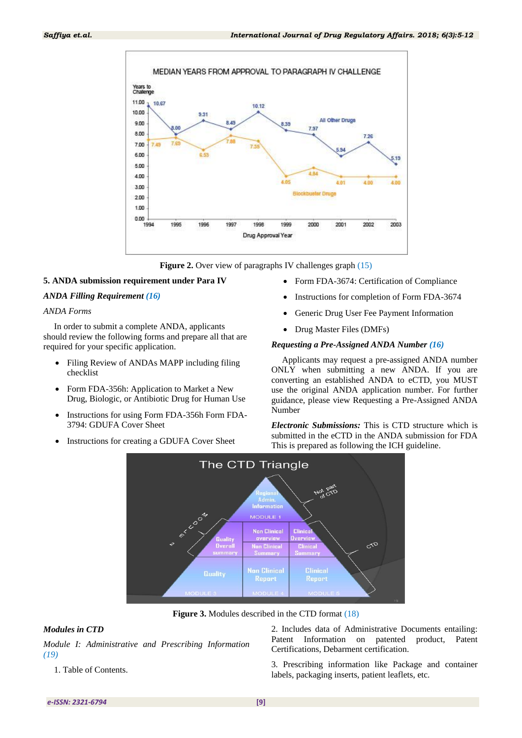Figure 2. Over view of paragraphs IV challenges graph (15)

### 5. ANDA submission requirement under Para IV

***ANDA Filling Requirement (16)***

*ANDA Forms*

In order to submit a complete ANDA, applicants should review the following forms and prepare all that are required for your specific application.

- Filing Review of ANDAs MAPP including filing checklist
- Form FDA-356h: Application to Market a New Drug, Biologic, or Antibiotic Drug for Human Use
- Instructions for using Form FDA-356h Form FDA-3794: GDUFA Cover Sheet
- Instructions for creating a GDUFA Cover Sheet
- Form FDA-3674: Certification of Compliance
- Instructions for completion of Form FDA-3674
- Generic Drug User Fee Payment Information
- Drug Master Files (DMFs)

***Requesting a Pre-Assigned ANDA Number (16)***

Applicants may request a pre-assigned ANDA number ONLY when submitting a new ANDA. If you are converting an established ANDA to eCTD, you MUST use the original ANDA application number. For further guidance, please view Requesting a Pre-Assigned ANDA Number

***Electronic Submissions:*** This is CTD structure which is submitted in the eCTD in the ANDA submission for FDA This is prepared as following the ICH guideline.

Figure 3. Modules described in the CTD format (18)

***Modules in CTD***

*Module I: Administrative and Prescribing Information (19)*

1. Table of Contents.

2. Includes data of Administrative Documents entailing: Patent Information on patented product, Patent Certifications, Debarment certification.

3. Prescribing information like Package and container labels, packaging inserts, patient leaflets, etc.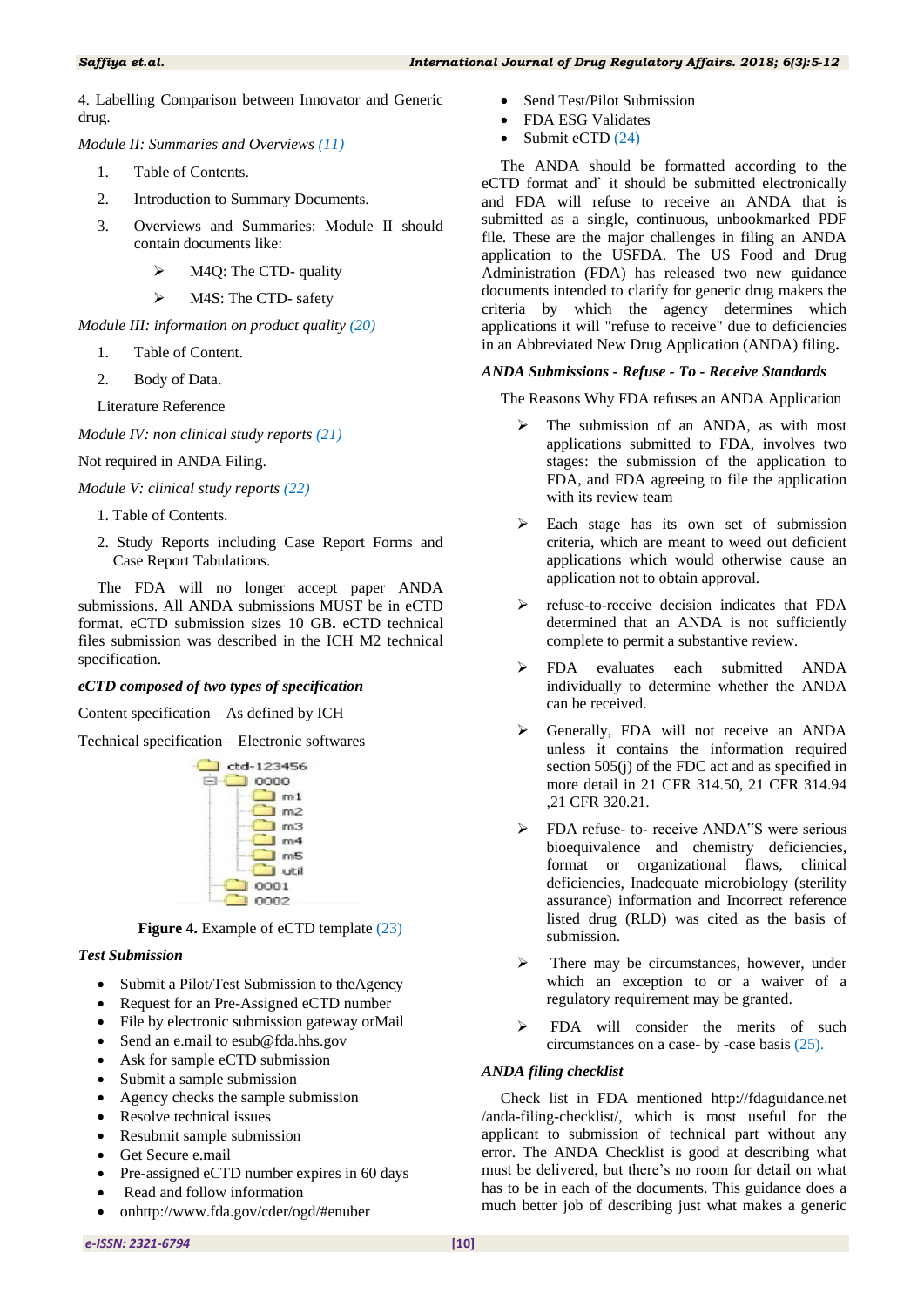4. Labelling Comparison between Innovator and Generic drug.

*Module II: Summaries and Overviews (11)*

1. Table of Contents.
2. Introduction to Summary Documents.
3. Overviews and Summaries: Module II should contain documents like:
   - M4Q: The CTD- quality
   - M4S: The CTD- safety

*Module III: information on product quality (20)*

1. Table of Content.
2. Body of Data.

Literature Reference

*Module IV: non clinical study reports (21)*

Not required in ANDA Filing.

*Module V: clinical study reports (22)*

1. Table of Contents.
2. Study Reports including Case Report Forms and Case Report Tabulations.

The FDA will no longer accept paper ANDA submissions. All ANDA submissions MUST be in eCTD format. eCTD submission sizes 10 GB**.** eCTD technical files submission was described in the ICH M2 technical specification.

***eCTD composed of two types of specification***

Content specification – As defined by ICH

Technical specification – Electronic softwares

```
ctd-123456
└── 0000
    ├── m1
    ├── m2
    ├── m3
    ├── m4
    ├── m5
    └── util
0001
0002
```

**Figure 4.** Example of eCTD template (23)

***Test Submission***

- Submit a Pilot/Test Submission to theAgency
- Request for an Pre-Assigned eCTD number
- File by electronic submission gateway orMail
- Send an e.mail to esub@fda.hhs.gov
- Ask for sample eCTD submission
- Submit a sample submission
- Agency checks the sample submission
- Resolve technical issues
- Resubmit sample submission
- Get Secure e.mail
- Pre-assigned eCTD number expires in 60 days
- Read and follow information
- onhttp://www.fda.gov/cder/ogd/#enuber
- Send Test/Pilot Submission
- FDA ESG Validates
- Submit eCTD (24)

The ANDA should be formatted according to the eCTD format and` it should be submitted electronically and FDA will refuse to receive an ANDA that is submitted as a single, continuous, unbookmarked PDF file. These are the major challenges in filing an ANDA application to the USFDA. The US Food and Drug Administration (FDA) has released two new guidance documents intended to clarify for generic drug makers the criteria by which the agency determines which applications it will "refuse to receive" due to deficiencies in an Abbreviated New Drug Application (ANDA) filing**.**

***ANDA Submissions - Refuse - To - Receive Standards***

The Reasons Why FDA refuses an ANDA Application

- The submission of an ANDA, as with most applications submitted to FDA, involves two stages: the submission of the application to FDA, and FDA agreeing to file the application with its review team
- Each stage has its own set of submission criteria, which are meant to weed out deficient applications which would otherwise cause an application not to obtain approval.
- refuse-to-receive decision indicates that FDA determined that an ANDA is not sufficiently complete to permit a substantive review.
- FDA evaluates each submitted ANDA individually to determine whether the ANDA can be received.
- Generally, FDA will not receive an ANDA unless it contains the information required section 505(j) of the FDC act and as specified in more detail in 21 CFR 314.50, 21 CFR 314.94 ,21 CFR 320.21.
- FDA refuse- to- receive ANDA"S were serious bioequivalence and chemistry deficiencies, format or organizational flaws, clinical deficiencies, Inadequate microbiology (sterility assurance) information and Incorrect reference listed drug (RLD) was cited as the basis of submission.
- There may be circumstances, however, under which an exception to or a waiver of a regulatory requirement may be granted.
- FDA will consider the merits of such circumstances on a case- by -case basis (25).

***ANDA filing checklist***

Check list in FDA mentioned http://fdaguidance.net /anda-filing-checklist/, which is most useful for the applicant to submission of technical part without any error. The ANDA Checklist is good at describing what must be delivered, but there's no room for detail on what has to be in each of the documents. This guidance does a much better job of describing just what makes a generic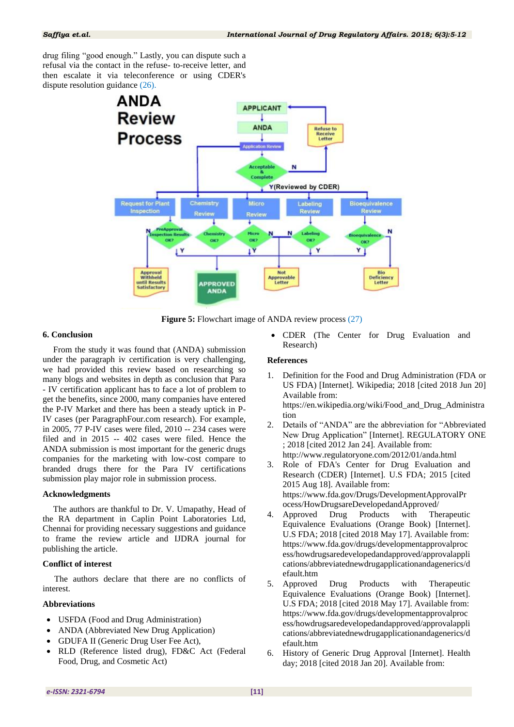drug filing "good enough." Lastly, you can dispute such a refusal via the contact in the refuse- to-receive letter, and then escalate it via teleconference or using CDER's dispute resolution guidance (26).

**Figure 5:** Flowchart image of ANDA review process (27)

### 6. Conclusion

From the study it was found that (ANDA) submission under the paragraph iv certification is very challenging, we had provided this review based on researching so many blogs and websites in depth as conclusion that Para - IV certification applicant has to face a lot of problem to get the benefits, since 2000, many companies have entered the P-IV Market and there has been a steady uptick in P-IV cases (per ParagraphFour.com research). For example, in 2005, 77 P-IV cases were filed, 2010 -- 234 cases were filed and in 2015 -- 402 cases were filed. Hence the ANDA submission is most important for the generic drugs companies for the marketing with low-cost compare to branded drugs there for the Para IV certifications submission play major role in submission process.

### Acknowledgments

The authors are thankful to Dr. V. Umapathy, Head of the RA department in Caplin Point Laboratories Ltd, Chennai for providing necessary suggestions and guidance to frame the review article and IJDRA journal for publishing the article.

### Conflict of interest

The authors declare that there are no conflicts of interest.

### Abbreviations

- USFDA (Food and Drug Administration)
- ANDA (Abbreviated New Drug Application)
- GDUFA II (Generic Drug User Fee Act),
- RLD (Reference listed drug), FD&C Act (Federal Food, Drug, and Cosmetic Act)
- CDER (The Center for Drug Evaluation and Research)

### References

1. Definition for the Food and Drug Administration (FDA or US FDA) [Internet]. Wikipedia; 2018 [cited 2018 Jun 20] Available from: https://en.wikipedia.org/wiki/Food_and_Drug_Administration
2. Details of "ANDA" are the abbreviation for "Abbreviated New Drug Application" [Internet]. REGULATORY ONE ; 2018 [cited 2012 Jan 24]. Available from: http://www.regulatoryone.com/2012/01/anda.html
3. Role of FDA's Center for Drug Evaluation and Research (CDER) [Internet]. U.S FDA; 2015 [cited 2015 Aug 18]. Available from: https://www.fda.gov/Drugs/DevelopmentApprovalProcess/HowDrugsareDevelopedandApproved/
4. Approved Drug Products with Therapeutic Equivalence Evaluations (Orange Book) [Internet]. U.S FDA; 2018 [cited 2018 May 17]. Available from: https://www.fda.gov/drugs/developmentapprovalprocess/howdrugsaredevelopedandapproved/approvalapplications/abbreviatednewdrugapplicationandagenerics/default.htm
5. Approved Drug Products with Therapeutic Equivalence Evaluations (Orange Book) [Internet]. U.S FDA; 2018 [cited 2018 May 17]. Available from: https://www.fda.gov/drugs/developmentapprovalprocess/howdrugsaredevelopedandapproved/approvalapplications/abbreviatednewdrugapplicationandagenerics/default.htm
6. History of Generic Drug Approval [Internet]. Health day; 2018 [cited 2018 Jan 20]. Available from: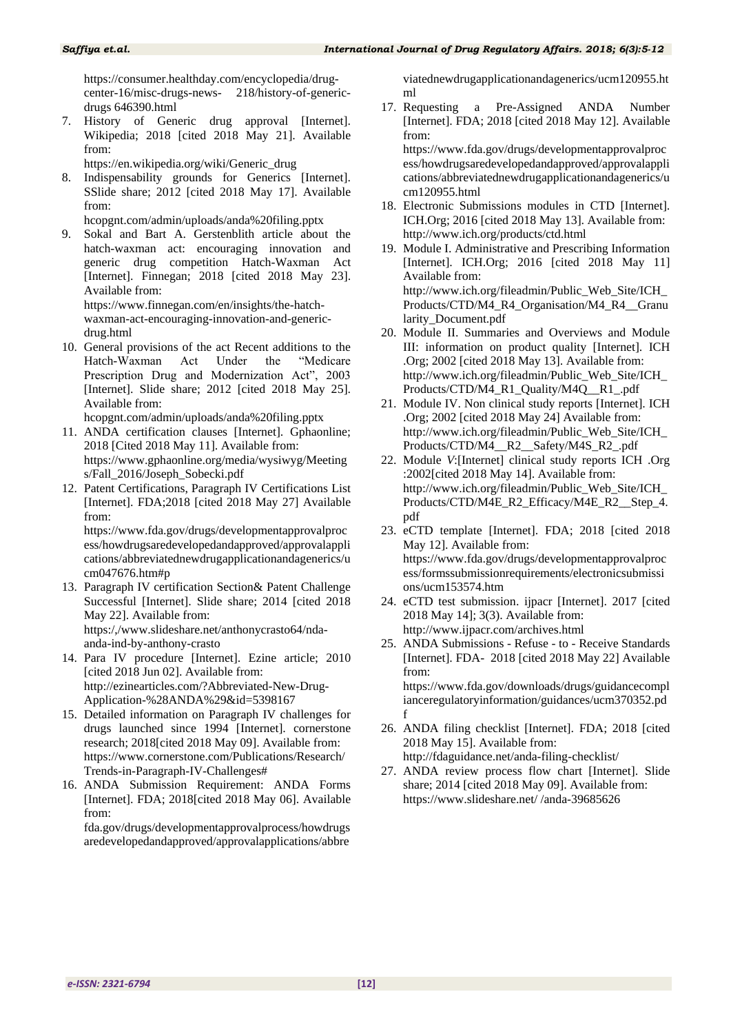https://consumer.healthday.com/encyclopedia/drug-center-16/misc-drugs-news- 218/history-of-generic-drugs 646390.html

7. History of Generic drug approval [Internet]. Wikipedia; 2018 [cited 2018 May 21]. Available from: https://en.wikipedia.org/wiki/Generic_drug
8. Indispensability grounds for Generics [Internet]. SSlide share; 2012 [cited 2018 May 17]. Available from: hcopgnt.com/admin/uploads/anda%20filing.pptx
9. Sokal and Bart A. Gerstenblith article about the hatch-waxman act: encouraging innovation and generic drug competition Hatch-Waxman Act [Internet]. Finnegan; 2018 [cited 2018 May 23]. Available from: https://www.finnegan.com/en/insights/the-hatch-waxman-act-encouraging-innovation-and-generic-drug.html
10. General provisions of the act Recent additions to the Hatch-Waxman Act Under the "Medicare Prescription Drug and Modernization Act", 2003 [Internet]. Slide share; 2012 [cited 2018 May 25]. Available from: hcopgnt.com/admin/uploads/anda%20filing.pptx
11. ANDA certification clauses [Internet]. Gphaonline; 2018 [Cited 2018 May 11]. Available from: https://www.gphaonline.org/media/wysiwyg/Meetings/Fall_2016/Joseph_Sobecki.pdf
12. Patent Certifications, Paragraph IV Certifications List [Internet]. FDA;2018 [cited 2018 May 27] Available from: https://www.fda.gov/drugs/developmentapprovalprocess/howdrugsaredevelopedandapproved/approvalapplications/abbreviatednewdrugapplicationandagenerics/ucm047676.htm#p
13. Paragraph IV certification Section& Patent Challenge Successful [Internet]. Slide share; 2014 [cited 2018 May 22]. Available from: https:/,/www.slideshare.net/anthonycrasto64/nda-anda-ind-by-anthony-crasto
14. Para IV procedure [Internet]. Ezine article; 2010 [cited 2018 Jun 02]. Available from: http://ezinearticles.com/?Abbreviated-New-Drug-Application-%28ANDA%29&id=5398167
15. Detailed information on Paragraph IV challenges for drugs launched since 1994 [Internet]. cornerstone research; 2018[cited 2018 May 09]. Available from: https://www.cornerstone.com/Publications/Research/Trends-in-Paragraph-IV-Challenges#
16. ANDA Submission Requirement: ANDA Forms [Internet]. FDA; 2018[cited 2018 May 06]. Available from: fda.gov/drugs/developmentapprovalprocess/howdrugsaredevelopedandapproved/approvalapplications/abbreviatednewdrugapplicationandagenerics/ucm120955.html
17. Requesting a Pre-Assigned ANDA Number [Internet]. FDA; 2018 [cited 2018 May 12]. Available from: https://www.fda.gov/drugs/developmentapprovalprocess/howdrugsaredevelopedandapproved/approvalapplications/abbreviatednewdrugapplicationandagenerics/ucm120955.html
18. Electronic Submissions modules in CTD [Internet]. ICH.Org; 2016 [cited 2018 May 13]. Available from: http://www.ich.org/products/ctd.html
19. Module I. Administrative and Prescribing Information [Internet]. ICH.Org; 2016 [cited 2018 May 11] Available from: http://www.ich.org/fileadmin/Public_Web_Site/ICH_Products/CTD/M4_R4_Organisation/M4_R4__Granularity_Document.pdf
20. Module II. Summaries and Overviews and Module III: information on product quality [Internet]. ICH .Org; 2002 [cited 2018 May 13]. Available from: http://www.ich.org/fileadmin/Public_Web_Site/ICH_Products/CTD/M4_R1_Quality/M4Q__R1_.pdf
21. Module IV. Non clinical study reports [Internet]. ICH .Org; 2002 [cited 2018 May 24] Available from: http://www.ich.org/fileadmin/Public_Web_Site/ICH_Products/CTD/M4__R2__Safety/M4S_R2_.pdf
22. Module *V*:[Internet] clinical study reports ICH .Org :2002[cited 2018 May 14]. Available from: http://www.ich.org/fileadmin/Public_Web_Site/ICH_Products/CTD/M4E_R2_Efficacy/M4E_R2__Step_4.pdf
23. eCTD template [Internet]. FDA; 2018 [cited 2018 May 12]. Available from: https://www.fda.gov/drugs/developmentapprovalprocess/formssubmissionrequirements/electronicsubmissions/ucm153574.htm
24. eCTD test submission. ijpacr [Internet]. 2017 [cited 2018 May 14]; 3(3). Available from: http://www.ijpacr.com/archives.html
25. ANDA Submissions - Refuse - to - Receive Standards [Internet]. FDA- 2018 [cited 2018 May 22] Available from: https://www.fda.gov/downloads/drugs/guidancecomplianceregulatoryinformation/guidances/ucm370352.pdf
26. ANDA filing checklist [Internet]. FDA; 2018 [cited 2018 May 15]. Available from: http://fdaguidance.net/anda-filing-checklist/
27. ANDA review process flow chart [Internet]. Slide share; 2014 [cited 2018 May 09]. Available from: https://www.slideshare.net/ /anda-39685626